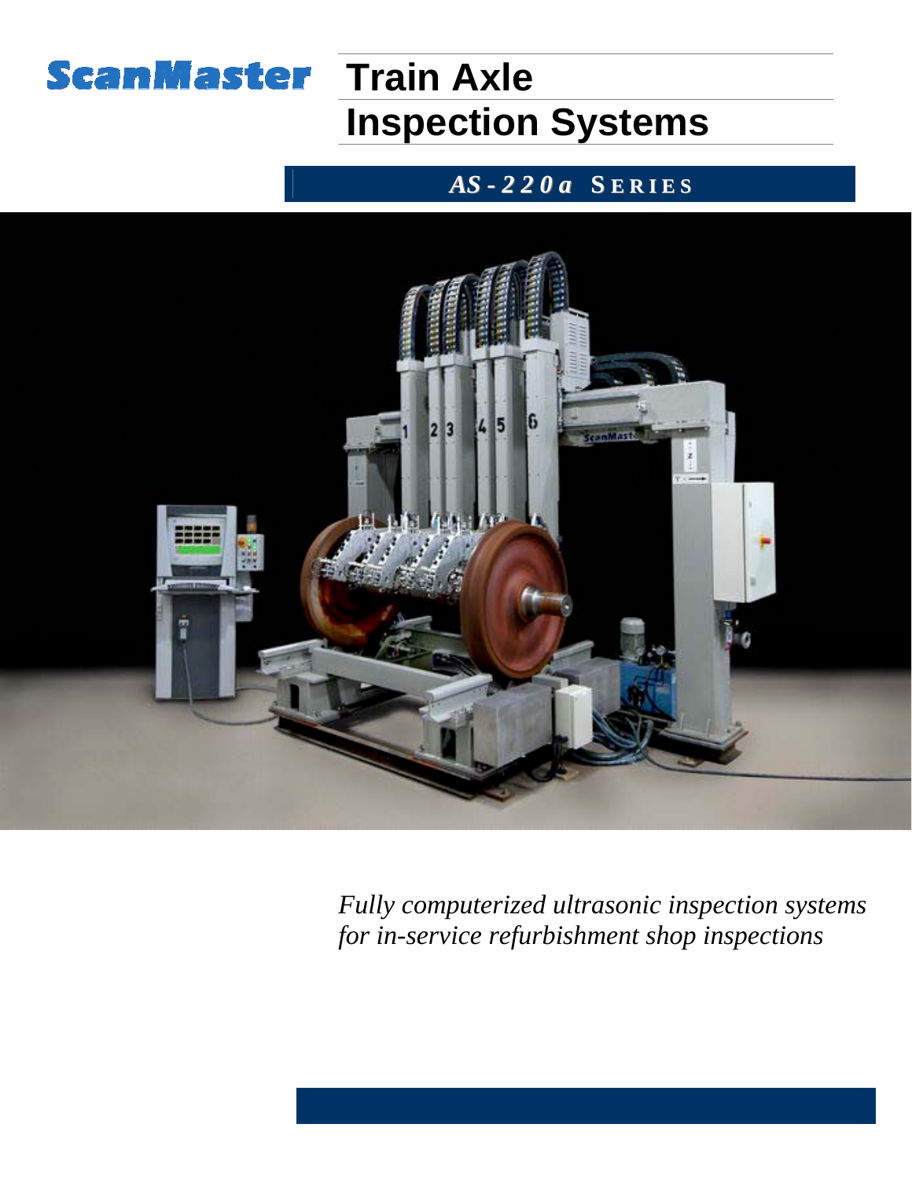ScanMaster

# Train Axle Inspection Systems

## *AS-220a* SERIES

*Fully computerized ultrasonic inspection systems for in-service refurbishment shop inspections*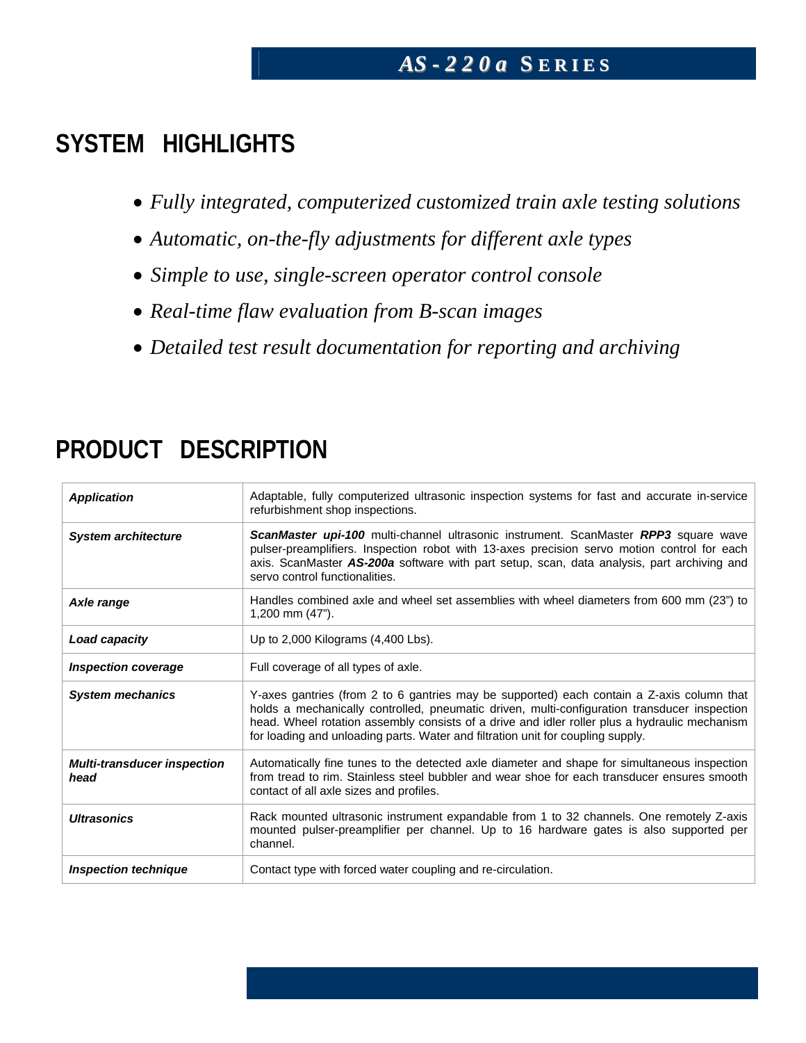## SYSTEM HIGHLIGHTS

- *Fully integrated, computerized customized train axle testing solutions*
- *Automatic, on-the-fly adjustments for different axle types*
- *Simple to use, single-screen operator control console*
- *Real-time flaw evaluation from B-scan images*
- *Detailed test result documentation for reporting and archiving*

## PRODUCT DESCRIPTION

| | |
|---|---|
| ***Application*** | Adaptable, fully computerized ultrasonic inspection systems for fast and accurate in-service refurbishment shop inspections. |
| ***System architecture*** | ***ScanMaster upi-100*** multi-channel ultrasonic instrument. ScanMaster ***RPP3*** square wave pulser-preamplifiers. Inspection robot with 13-axes precision servo motion control for each axis. ScanMaster ***AS-200a*** software with part setup, scan, data analysis, part archiving and servo control functionalities. |
| ***Axle range*** | Handles combined axle and wheel set assemblies with wheel diameters from 600 mm (23") to 1,200 mm (47"). |
| ***Load capacity*** | Up to 2,000 Kilograms (4,400 Lbs). |
| ***Inspection coverage*** | Full coverage of all types of axle. |
| ***System mechanics*** | Y-axes gantries (from 2 to 6 gantries may be supported) each contain a Z-axis column that holds a mechanically controlled, pneumatic driven, multi-configuration transducer inspection head. Wheel rotation assembly consists of a drive and idler roller plus a hydraulic mechanism for loading and unloading parts. Water and filtration unit for coupling supply. |
| ***Multi-transducer inspection head*** | Automatically fine tunes to the detected axle diameter and shape for simultaneous inspection from tread to rim. Stainless steel bubbler and wear shoe for each transducer ensures smooth contact of all axle sizes and profiles. |
| ***Ultrasonics*** | Rack mounted ultrasonic instrument expandable from 1 to 32 channels. One remotely Z-axis mounted pulser-preamplifier per channel. Up to 16 hardware gates is also supported per channel. |
| ***Inspection technique*** | Contact type with forced water coupling and re-circulation. |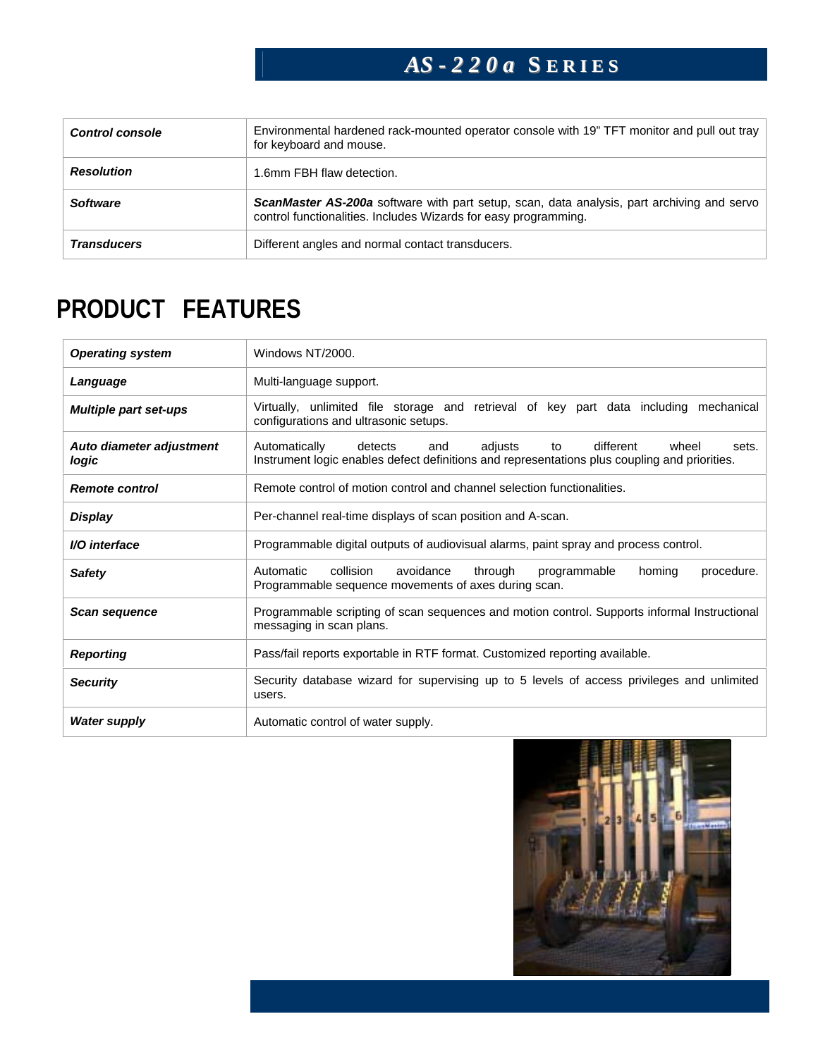# AS-220a SERIES

| | |
|---|---|
| ***Control console*** | Environmental hardened rack-mounted operator console with 19" TFT monitor and pull out tray for keyboard and mouse. |
| ***Resolution*** | 1.6mm FBH flaw detection. |
| ***Software*** | ***ScanMaster AS-200a*** software with part setup, scan, data analysis, part archiving and servo control functionalities. Includes Wizards for easy programming. |
| ***Transducers*** | Different angles and normal contact transducers. |

## PRODUCT FEATURES

| | |
|---|---|
| ***Operating system*** | Windows NT/2000. |
| ***Language*** | Multi-language support. |
| ***Multiple part set-ups*** | Virtually, unlimited file storage and retrieval of key part data including mechanical configurations and ultrasonic setups. |
| ***Auto diameter adjustment logic*** | Automatically detects and adjusts to different wheel sets. Instrument logic enables defect definitions and representations plus coupling and priorities. |
| ***Remote control*** | Remote control of motion control and channel selection functionalities. |
| ***Display*** | Per-channel real-time displays of scan position and A-scan. |
| ***I/O interface*** | Programmable digital outputs of audiovisual alarms, paint spray and process control. |
| ***Safety*** | Automatic collision avoidance through programmable homing procedure. Programmable sequence movements of axes during scan. |
| ***Scan sequence*** | Programmable scripting of scan sequences and motion control. Supports informal Instructional messaging in scan plans. |
| ***Reporting*** | Pass/fail reports exportable in RTF format. Customized reporting available. |
| ***Security*** | Security database wizard for supervising up to 5 levels of access privileges and unlimited users. |
| ***Water supply*** | Automatic control of water supply. |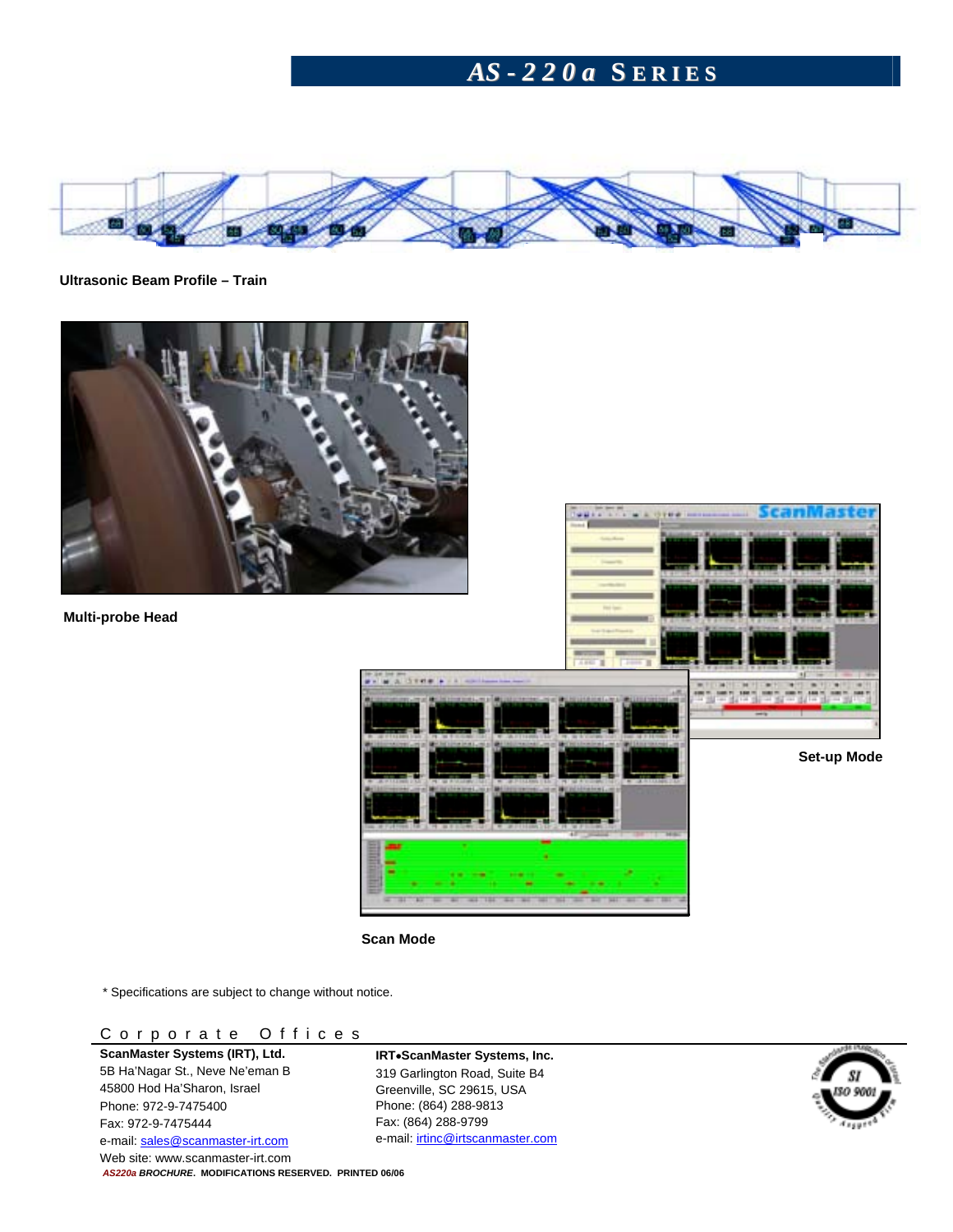# AS-220a SERIES

Ultrasonic Beam Profile – Train

Multi-probe Head

Set-up Mode

Scan Mode

\* Specifications are subject to change without notice.

## Corporate Offices

**ScanMaster Systems (IRT), Ltd.**
5B Ha'Nagar St., Neve Ne'eman B
45800 Hod Ha'Sharon, Israel
Phone: 972-9-7475400
Fax: 972-9-7475444
e-mail: sales@scanmaster-irt.com
Web site: www.scanmaster-irt.com

**IRT•ScanMaster Systems, Inc.**
319 Garlington Road, Suite B4
Greenville, SC 29615, USA
Phone: (864) 288-9813
Fax: (864) 288-9799
e-mail: irtinc@irtscanmaster.com

***AS220a BROCHURE*. MODIFICATIONS RESERVED. PRINTED 06/06**